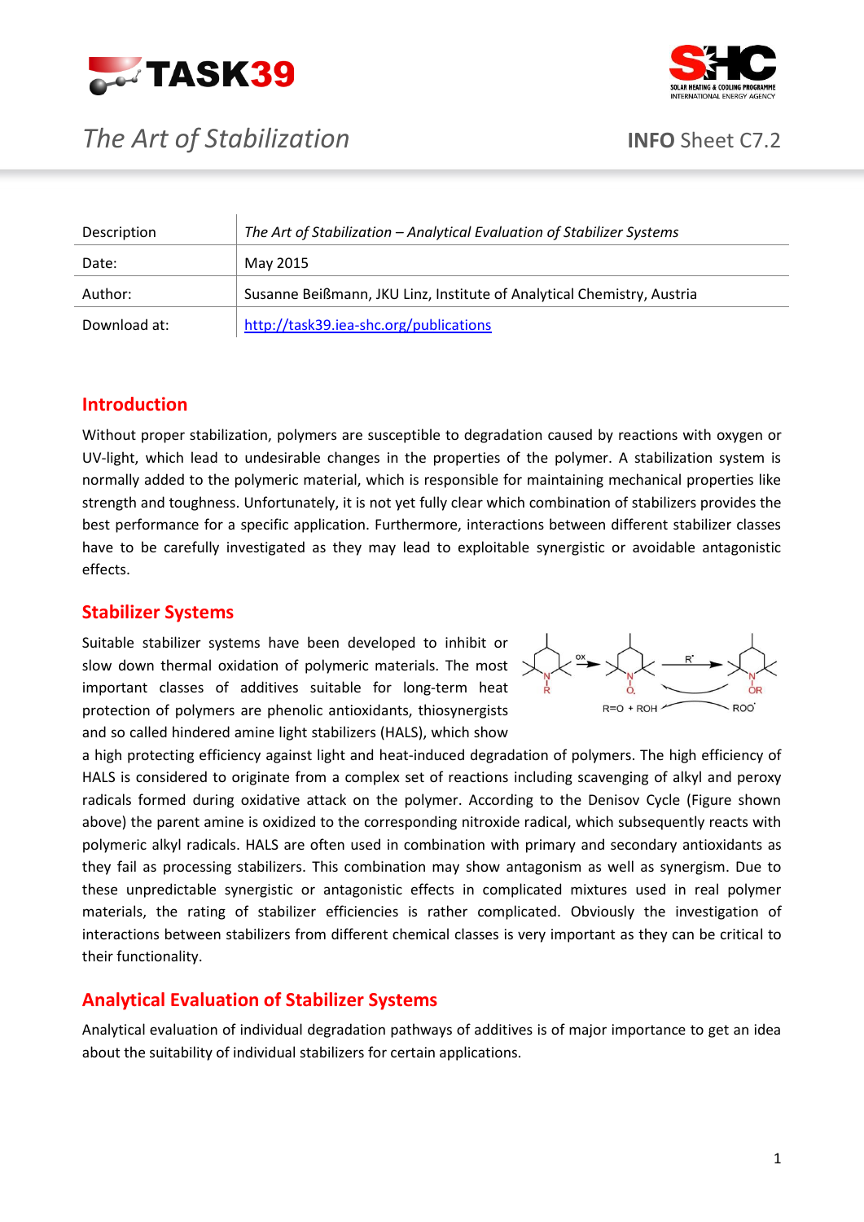# The Art of Stabilization

**INFO** Sheet C7.2

| Description | *The Art of Stabilization – Analytical Evaluation of Stabilizer Systems* |
| --- | --- |
| Date: | May 2015 |
| Author: | Susanne Beißmann, JKU Linz, Institute of Analytical Chemistry, Austria |
| Download at: | [http://task39.iea-shc.org/publications](http://task39.iea-shc.org/publications) |

## Introduction

Without proper stabilization, polymers are susceptible to degradation caused by reactions with oxygen or UV-light, which lead to undesirable changes in the properties of the polymer. A stabilization system is normally added to the polymeric material, which is responsible for maintaining mechanical properties like strength and toughness. Unfortunately, it is not yet fully clear which combination of stabilizers provides the best performance for a specific application. Furthermore, interactions between different stabilizer classes have to be carefully investigated as they may lead to exploitable synergistic or avoidable antagonistic effects.

## Stabilizer Systems

Suitable stabilizer systems have been developed to inhibit or slow down thermal oxidation of polymeric materials. The most important classes of additives suitable for long-term heat protection of polymers are phenolic antioxidants, thiosynergists and so called hindered amine light stabilizers (HALS), which show a high protecting efficiency against light and heat-induced degradation of polymers. The high efficiency of HALS is considered to originate from a complex set of reactions including scavenging of alkyl and peroxy radicals formed during oxidative attack on the polymer. According to the Denisov Cycle (Figure shown above) the parent amine is oxidized to the corresponding nitroxide radical, which subsequently reacts with polymeric alkyl radicals. HALS are often used in combination with primary and secondary antioxidants as they fail as processing stabilizers. This combination may show antagonism as well as synergism. Due to these unpredictable synergistic or antagonistic effects in complicated mixtures used in real polymer materials, the rating of stabilizer efficiencies is rather complicated. Obviously the investigation of interactions between stabilizers from different chemical classes is very important as they can be critical to their functionality.

## Analytical Evaluation of Stabilizer Systems

Analytical evaluation of individual degradation pathways of additives is of major importance to get an idea about the suitability of individual stabilizers for certain applications.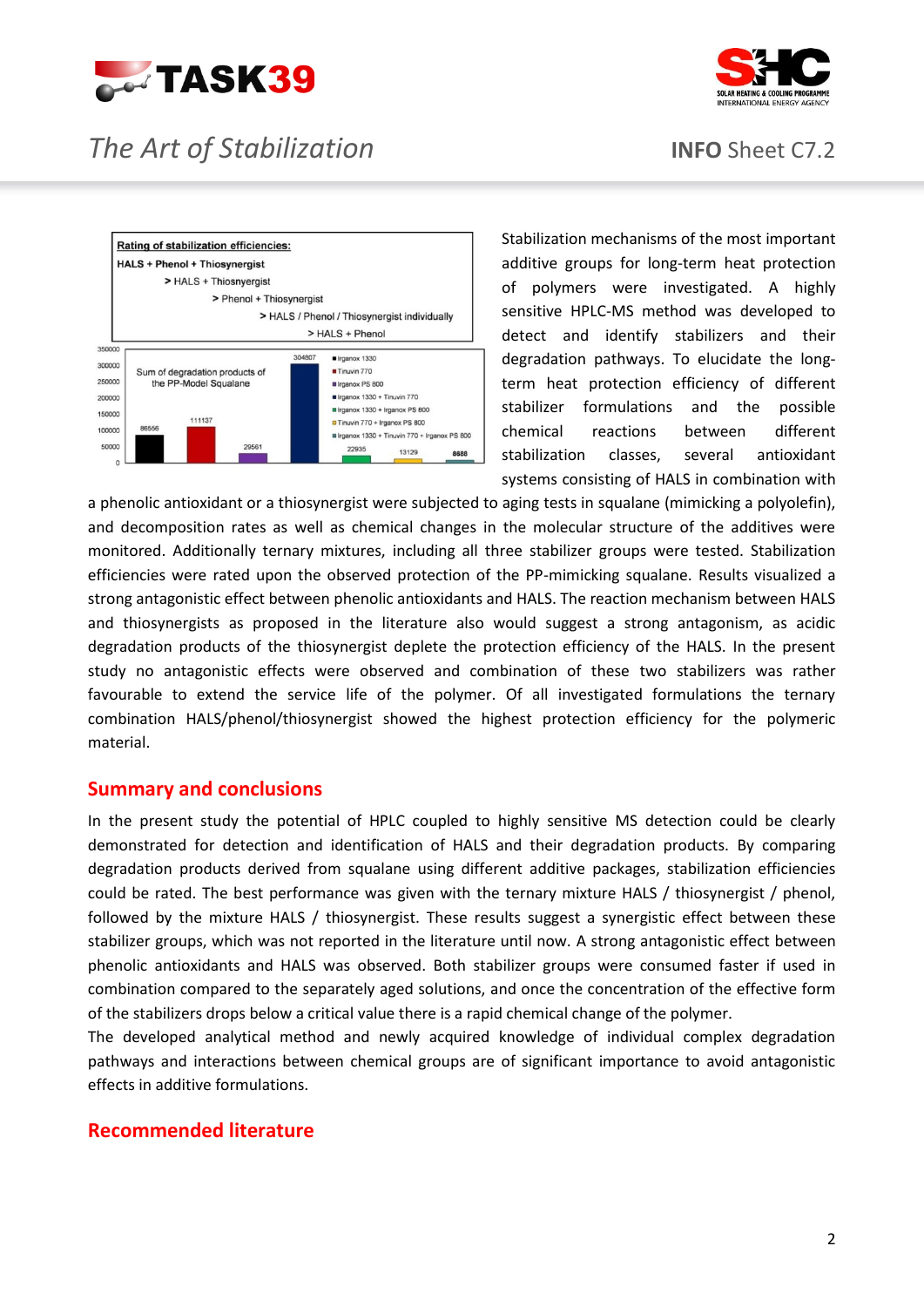Rating of stabilization efficiencies:

HALS + Phenol + Thiosynergist
> HALS + Thiosynergist
> Phenol + Thiosynergist
> HALS / Phenol / Thiosynergist individually
> HALS + Phenol

Sum of degradation products of the PP-Model Squalane

| Formulation | Sum of degradation products |
|---|---|
| Irganox 1330 | 86556 |
| Tinuvin 770 | 111137 |
| Irganox PS 800 | 29561 |
| Irganox 1330 + Tinuvin 770 | 304807 |
| Irganox 1330 + Irganox PS 800 | 22935 |
| Tinuvin 770 + Irganox PS 800 | 13129 |
| Irganox 1330 + Tinuvin 770 + Irganox PS 800 | 8688 |

Stabilization mechanisms of the most important additive groups for long-term heat protection of polymers were investigated. A highly sensitive HPLC-MS method was developed to detect and identify stabilizers and their degradation pathways. To elucidate the long-term heat protection efficiency of different stabilizer formulations and the possible chemical reactions between different stabilization classes, several antioxidant systems consisting of HALS in combination with a phenolic antioxidant or a thiosynergist were subjected to aging tests in squalane (mimicking a polyolefin), and decomposition rates as well as chemical changes in the molecular structure of the additives were monitored. Additionally ternary mixtures, including all three stabilizer groups were tested. Stabilization efficiencies were rated upon the observed protection of the PP-mimicking squalane. Results visualized a strong antagonistic effect between phenolic antioxidants and HALS. The reaction mechanism between HALS and thiosynergists as proposed in the literature also would suggest a strong antagonism, as acidic degradation products of the thiosynergist deplete the protection efficiency of the HALS. In the present study no antagonistic effects were observed and combination of these two stabilizers was rather favourable to extend the service life of the polymer. Of all investigated formulations the ternary combination HALS/phenol/thiosynergist showed the highest protection efficiency for the polymeric material.

## Summary and conclusions

In the present study the potential of HPLC coupled to highly sensitive MS detection could be clearly demonstrated for detection and identification of HALS and their degradation products. By comparing degradation products derived from squalane using different additive packages, stabilization efficiencies could be rated. The best performance was given with the ternary mixture HALS / thiosynergist / phenol, followed by the mixture HALS / thiosynergist. These results suggest a synergistic effect between these stabilizer groups, which was not reported in the literature until now. A strong antagonistic effect between phenolic antioxidants and HALS was observed. Both stabilizer groups were consumed faster if used in combination compared to the separately aged solutions, and once the concentration of the effective form of the stabilizers drops below a critical value there is a rapid chemical change of the polymer.

The developed analytical method and newly acquired knowledge of individual complex degradation pathways and interactions between chemical groups are of significant importance to avoid antagonistic effects in additive formulations.

## Recommended literature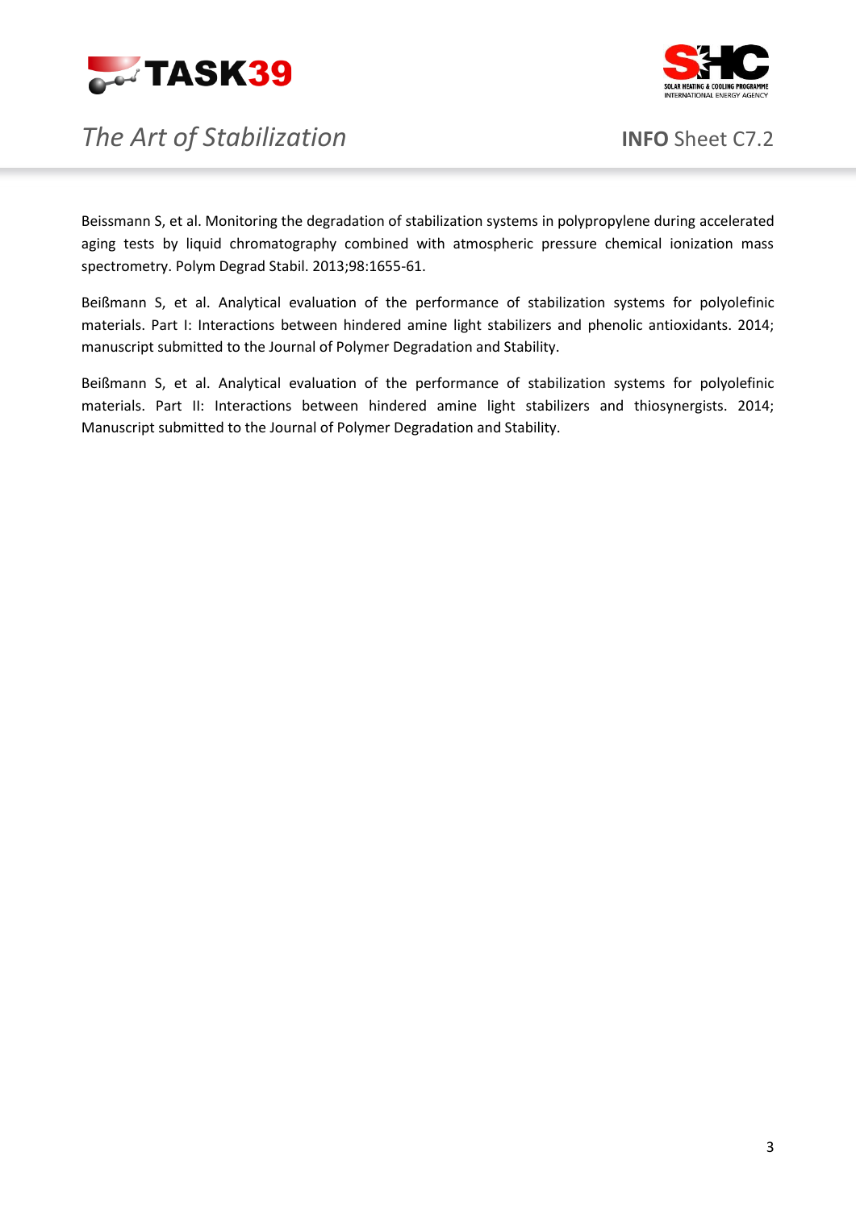Beissmann S, et al. Monitoring the degradation of stabilization systems in polypropylene during accelerated aging tests by liquid chromatography combined with atmospheric pressure chemical ionization mass spectrometry. Polym Degrad Stabil. 2013;98:1655-61.

Beißmann S, et al. Analytical evaluation of the performance of stabilization systems for polyolefinic materials. Part I: Interactions between hindered amine light stabilizers and phenolic antioxidants. 2014; manuscript submitted to the Journal of Polymer Degradation and Stability.

Beißmann S, et al. Analytical evaluation of the performance of stabilization systems for polyolefinic materials. Part II: Interactions between hindered amine light stabilizers and thiosynergists. 2014; Manuscript submitted to the Journal of Polymer Degradation and Stability.